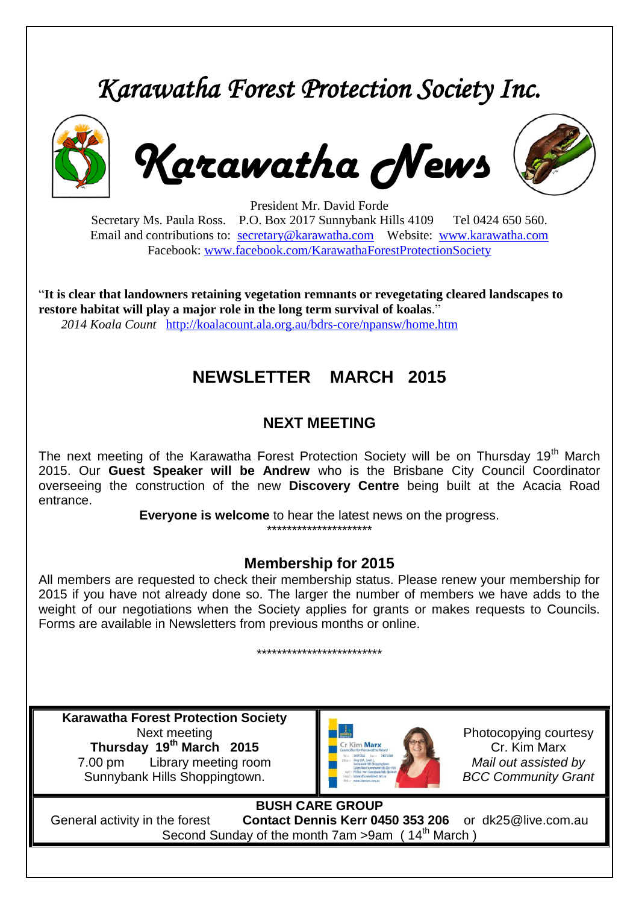# *Karawatha Forest Protection Society Inc.*

# *Karawatha News*

President Mr. David Forde
Secretary Ms. Paula Ross. P.O. Box 2017 Sunnybank Hills 4109 Tel 0424 650 560.
Email and contributions to: secretary@karawatha.com Website: www.karawatha.com
Facebook: www.facebook.com/KarawathaForestProtectionSociety

"**It is clear that landowners retaining vegetation remnants or revegetating cleared landscapes to restore habitat will play a major role in the long term survival of koalas**."
*2014 Koala Count* http://koalacount.ala.org.au/bdrs-core/npansw/home.htm

## NEWSLETTER MARCH 2015

### NEXT MEETING

The next meeting of the Karawatha Forest Protection Society will be on Thursday 19th March 2015. Our **Guest Speaker will be Andrew** who is the Brisbane City Council Coordinator overseeing the construction of the new **Discovery Centre** being built at the Acacia Road entrance.

**Everyone is welcome** to hear the latest news on the progress.

*********************

### Membership for 2015

All members are requested to check their membership status. Please renew your membership for 2015 if you have not already done so. The larger the number of members we have adds to the weight of our negotiations when the Society applies for grants or makes requests to Councils. Forms are available in Newsletters from previous months or online.

*************************

**Karawatha Forest Protection Society**
Next meeting
**Thursday 19th March 2015**
7.00 pm Library meeting room
Sunnybank Hills Shoppingtown.

Photocopying courtesy
Cr. Kim Marx
*Mail out assisted by*
*BCC Community Grant*

**BUSH CARE GROUP**
General activity in the forest **Contact Dennis Kerr 0450 353 206** or dk25@live.com.au
Second Sunday of the month 7am >9am (14th March)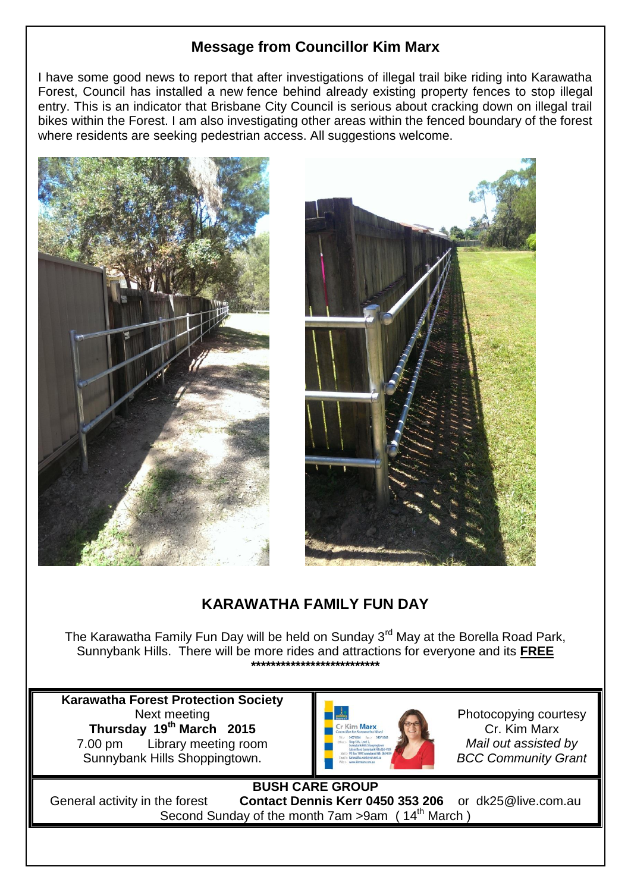## Message from Councillor Kim Marx

I have some good news to report that after investigations of illegal trail bike riding into Karawatha Forest, Council has installed a new fence behind already existing property fences to stop illegal entry. This is an indicator that Brisbane City Council is serious about cracking down on illegal trail bikes within the Forest. I am also investigating other areas within the fenced boundary of the forest where residents are seeking pedestrian access. All suggestions welcome.

## KARAWATHA FAMILY FUN DAY

The Karawatha Family Fun Day will be held on Sunday 3rd May at the Borella Road Park, Sunnybank Hills. There will be more rides and attractions for everyone and its **FREE**

***************************

**Karawatha Forest Protection Society**
Next meeting
**Thursday 19th March 2015**
7.00 pm Library meeting room
Sunnybank Hills Shoppingtown.

Photocopying courtesy
Cr. Kim Marx
*Mail out assisted by*
*BCC Community Grant*

**BUSH CARE GROUP**
General activity in the forest **Contact Dennis Kerr 0450 353 206** or dk25@live.com.au
Second Sunday of the month 7am >9am (14th March)